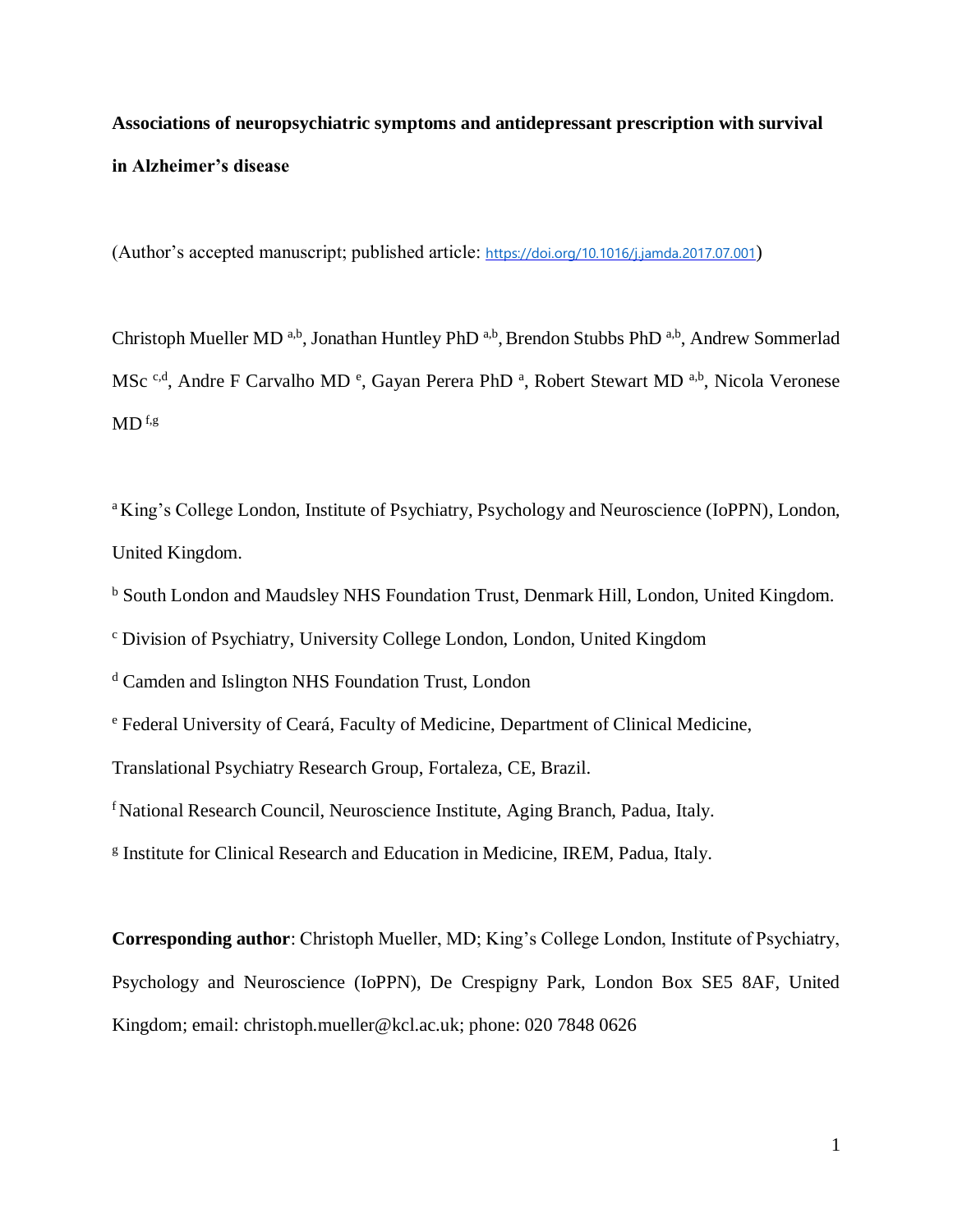**Associations of neuropsychiatric symptoms and antidepressant prescription with survival in Alzheimer's disease**

(Author's accepted manuscript; published article: https://doi.org/10.1016/j.jamda.2017.07.001)

Christoph Mueller MD [a,b], Jonathan Huntley PhD [a,b], Brendon Stubbs PhD [a,b], Andrew Sommerlad MSc [c,d], Andre F Carvalho MD [e], Gayan Perera PhD [a], Robert Stewart MD [a,b], Nicola Veronese MD [f,g]

[a] King's College London, Institute of Psychiatry, Psychology and Neuroscience (IoPPN), London, United Kingdom.

[b] South London and Maudsley NHS Foundation Trust, Denmark Hill, London, United Kingdom.

[c] Division of Psychiatry, University College London, London, United Kingdom

[d] Camden and Islington NHS Foundation Trust, London

[e] Federal University of Ceará, Faculty of Medicine, Department of Clinical Medicine, Translational Psychiatry Research Group, Fortaleza, CE, Brazil.

[f] National Research Council, Neuroscience Institute, Aging Branch, Padua, Italy.

[g] Institute for Clinical Research and Education in Medicine, IREM, Padua, Italy.

**Corresponding author**: Christoph Mueller, MD; King's College London, Institute of Psychiatry, Psychology and Neuroscience (IoPPN), De Crespigny Park, London Box SE5 8AF, United Kingdom; email: christoph.mueller@kcl.ac.uk; phone: 020 7848 0626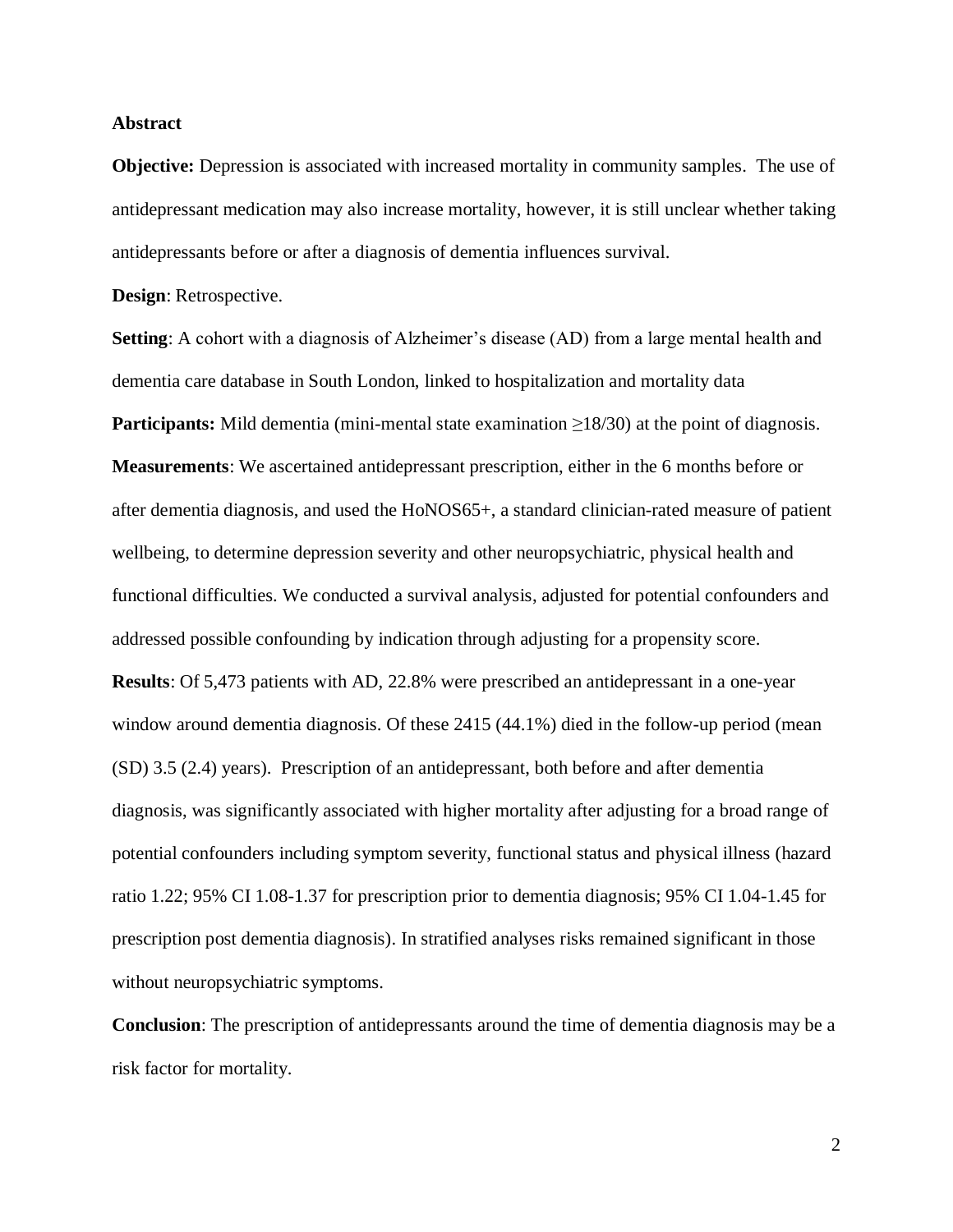## Abstract

**Objective:** Depression is associated with increased mortality in community samples. The use of antidepressant medication may also increase mortality, however, it is still unclear whether taking antidepressants before or after a diagnosis of dementia influences survival.

**Design**: Retrospective.

**Setting**: A cohort with a diagnosis of Alzheimer's disease (AD) from a large mental health and dementia care database in South London, linked to hospitalization and mortality data

**Participants:** Mild dementia (mini-mental state examination ≥18/30) at the point of diagnosis.

**Measurements**: We ascertained antidepressant prescription, either in the 6 months before or after dementia diagnosis, and used the HoNOS65+, a standard clinician-rated measure of patient wellbeing, to determine depression severity and other neuropsychiatric, physical health and functional difficulties. We conducted a survival analysis, adjusted for potential confounders and addressed possible confounding by indication through adjusting for a propensity score.

**Results**: Of 5,473 patients with AD, 22.8% were prescribed an antidepressant in a one-year window around dementia diagnosis. Of these 2415 (44.1%) died in the follow-up period (mean (SD) 3.5 (2.4) years). Prescription of an antidepressant, both before and after dementia diagnosis, was significantly associated with higher mortality after adjusting for a broad range of potential confounders including symptom severity, functional status and physical illness (hazard ratio 1.22; 95% CI 1.08-1.37 for prescription prior to dementia diagnosis; 95% CI 1.04-1.45 for prescription post dementia diagnosis). In stratified analyses risks remained significant in those without neuropsychiatric symptoms.

**Conclusion**: The prescription of antidepressants around the time of dementia diagnosis may be a risk factor for mortality.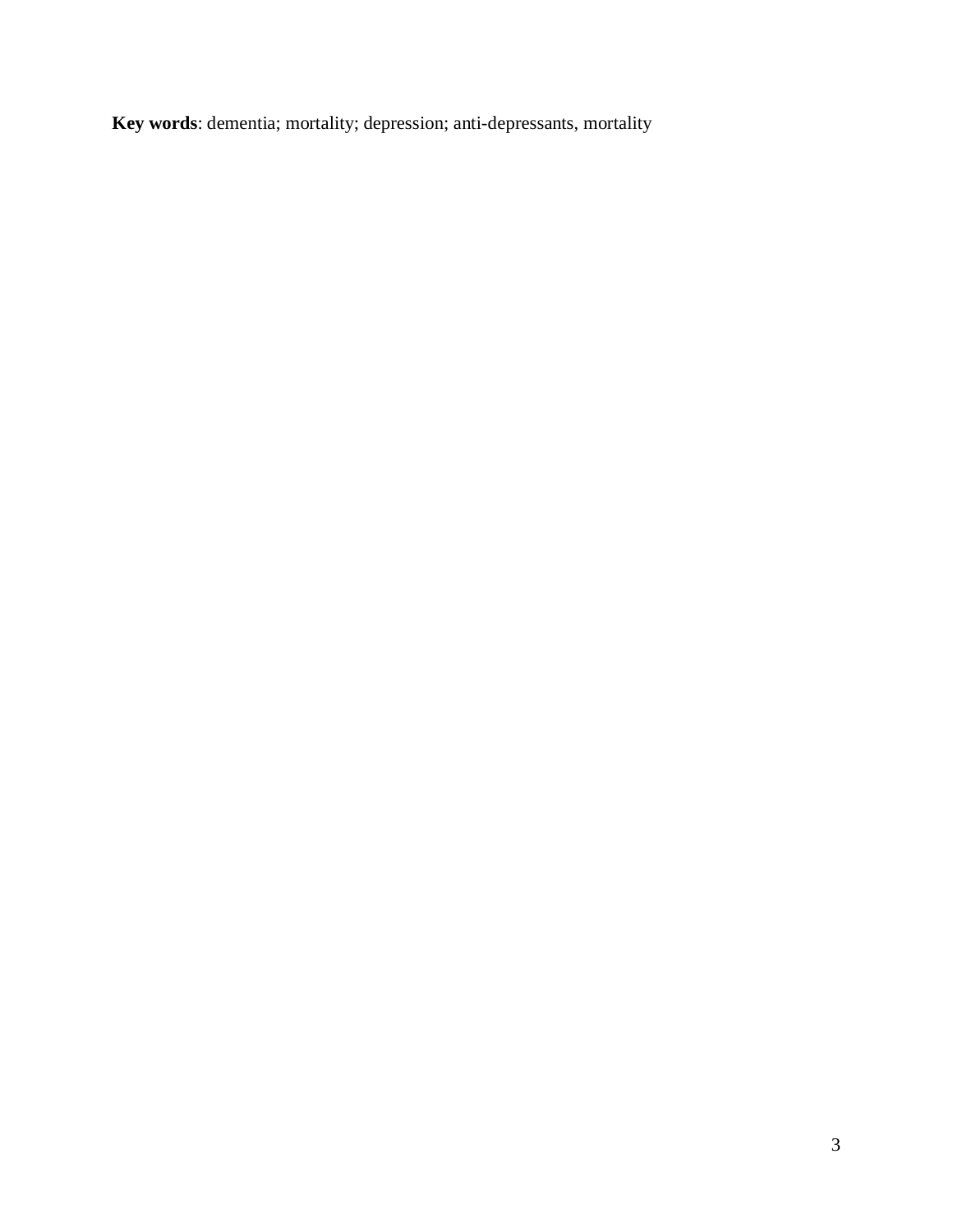**Key words**: dementia; mortality; depression; anti-depressants, mortality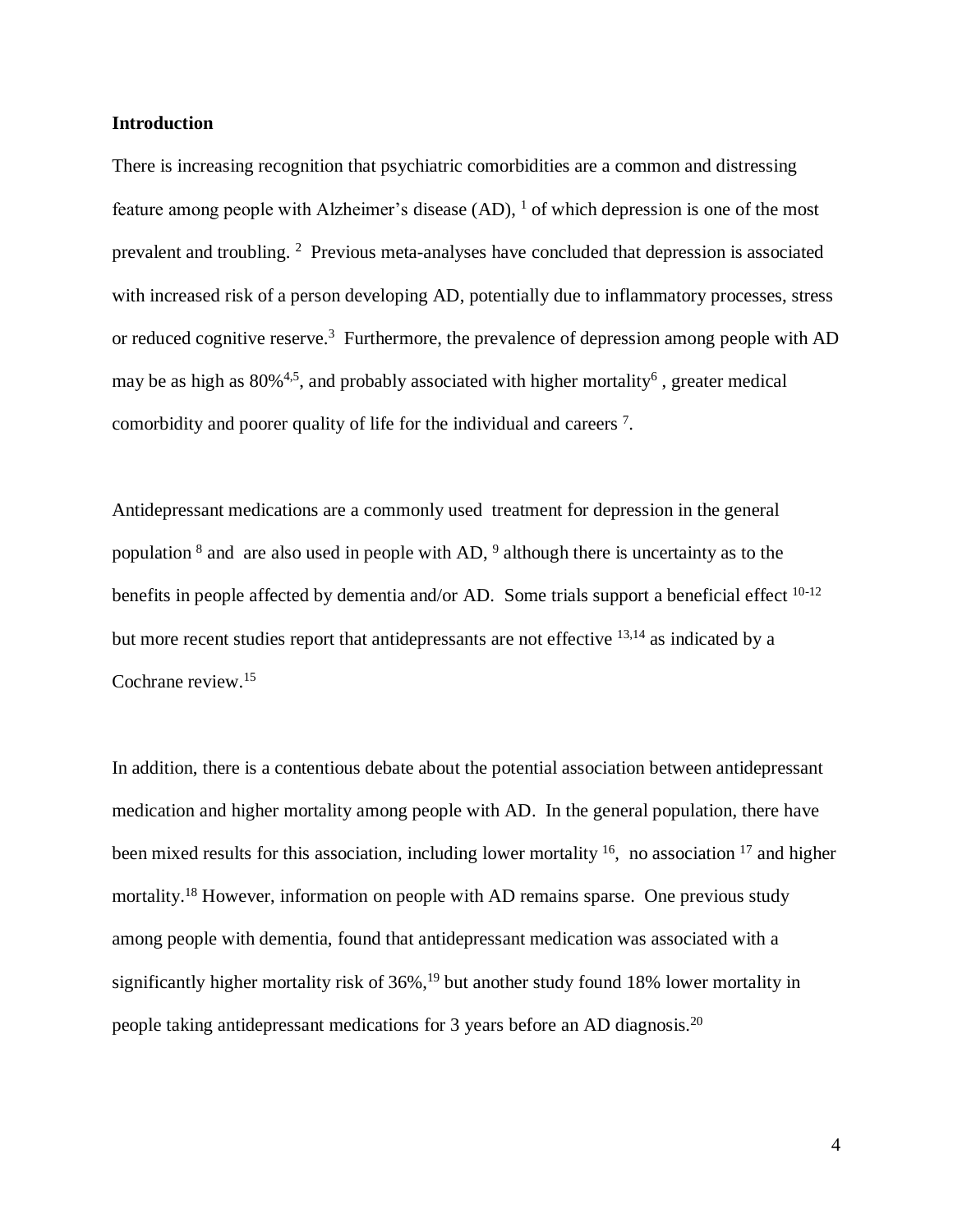## Introduction

There is increasing recognition that psychiatric comorbidities are a common and distressing feature among people with Alzheimer's disease (AD), [1] of which depression is one of the most prevalent and troubling. [2] Previous meta-analyses have concluded that depression is associated with increased risk of a person developing AD, potentially due to inflammatory processes, stress or reduced cognitive reserve.[3] Furthermore, the prevalence of depression among people with AD may be as high as 80%[4,5], and probably associated with higher mortality[6] , greater medical comorbidity and poorer quality of life for the individual and careers [7].

Antidepressant medications are a commonly used treatment for depression in the general population [8] and are also used in people with AD, [9] although there is uncertainty as to the benefits in people affected by dementia and/or AD. Some trials support a beneficial effect [10-12] but more recent studies report that antidepressants are not effective [13,14] as indicated by a Cochrane review.[15]

In addition, there is a contentious debate about the potential association between antidepressant medication and higher mortality among people with AD. In the general population, there have been mixed results for this association, including lower mortality [16], no association [17] and higher mortality.[18] However, information on people with AD remains sparse. One previous study among people with dementia, found that antidepressant medication was associated with a significantly higher mortality risk of 36%,[19] but another study found 18% lower mortality in people taking antidepressant medications for 3 years before an AD diagnosis.[20]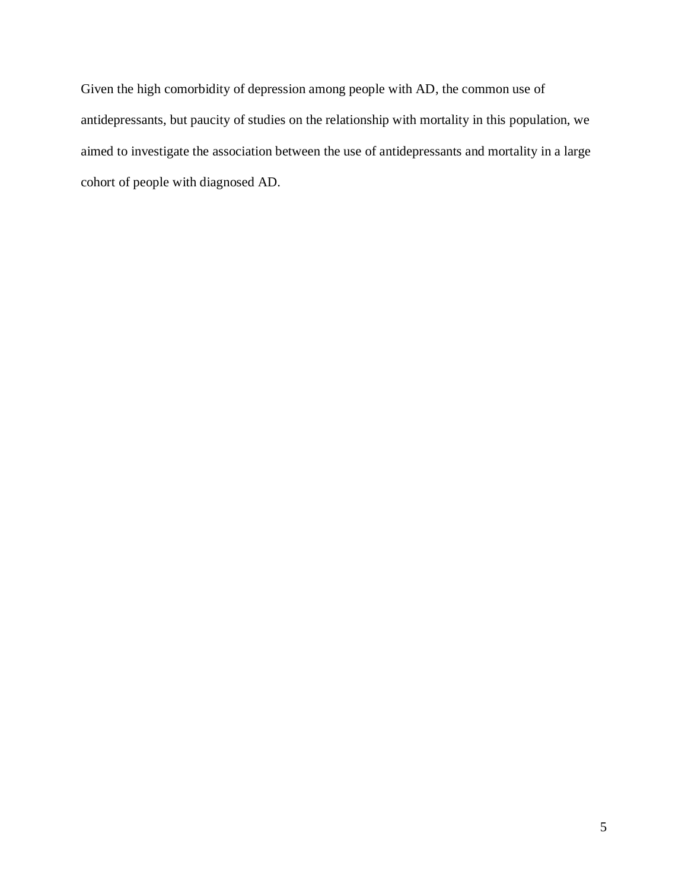Given the high comorbidity of depression among people with AD, the common use of antidepressants, but paucity of studies on the relationship with mortality in this population, we aimed to investigate the association between the use of antidepressants and mortality in a large cohort of people with diagnosed AD.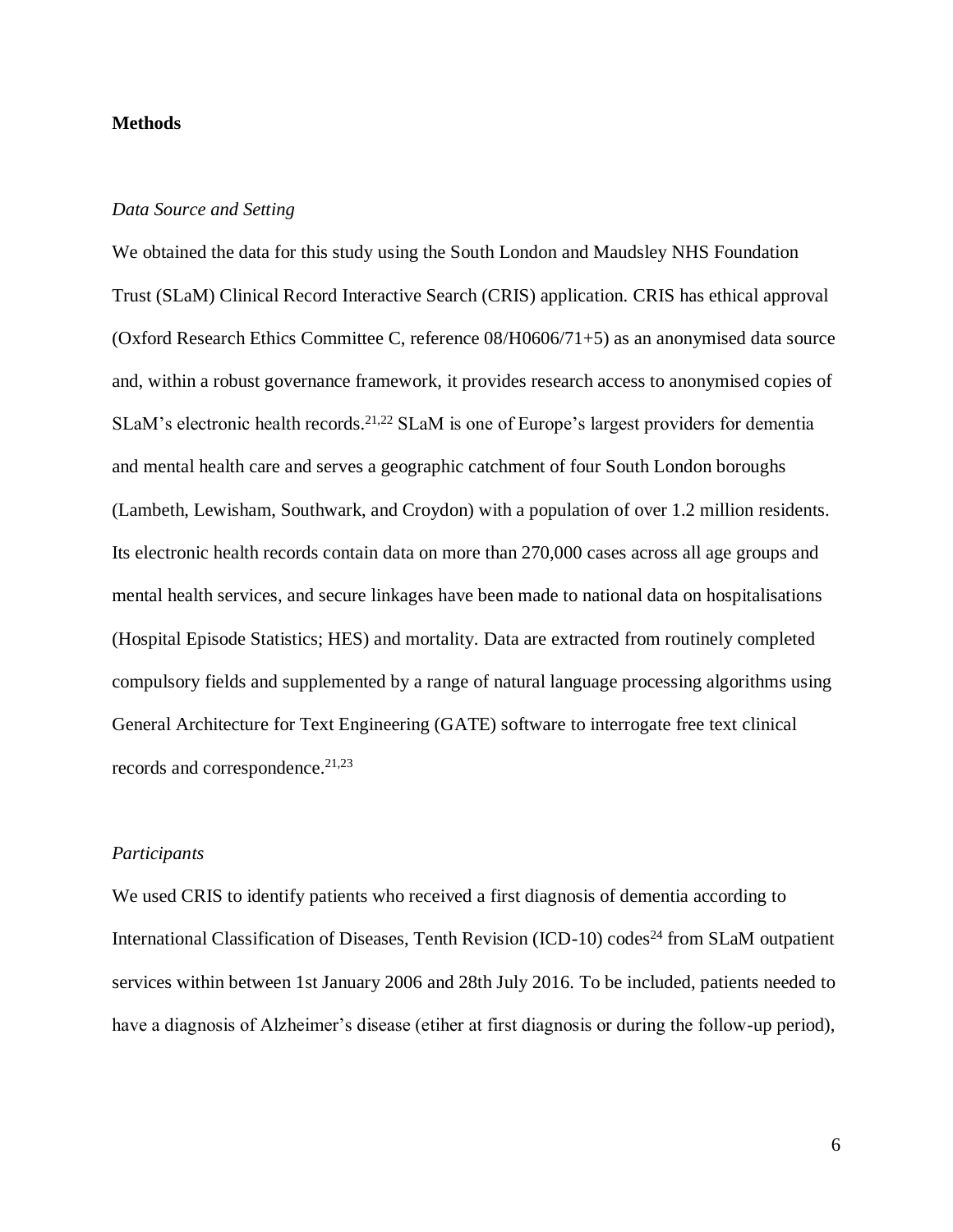**Methods**

*Data Source and Setting*

We obtained the data for this study using the South London and Maudsley NHS Foundation Trust (SLaM) Clinical Record Interactive Search (CRIS) application. CRIS has ethical approval (Oxford Research Ethics Committee C, reference 08/H0606/71+5) as an anonymised data source and, within a robust governance framework, it provides research access to anonymised copies of SLaM's electronic health records.[21,22] SLaM is one of Europe's largest providers for dementia and mental health care and serves a geographic catchment of four South London boroughs (Lambeth, Lewisham, Southwark, and Croydon) with a population of over 1.2 million residents. Its electronic health records contain data on more than 270,000 cases across all age groups and mental health services, and secure linkages have been made to national data on hospitalisations (Hospital Episode Statistics; HES) and mortality. Data are extracted from routinely completed compulsory fields and supplemented by a range of natural language processing algorithms using General Architecture for Text Engineering (GATE) software to interrogate free text clinical records and correspondence.[21,23]

*Participants*

We used CRIS to identify patients who received a first diagnosis of dementia according to International Classification of Diseases, Tenth Revision (ICD-10) codes[24] from SLaM outpatient services within between 1st January 2006 and 28th July 2016. To be included, patients needed to have a diagnosis of Alzheimer's disease (etiher at first diagnosis or during the follow-up period),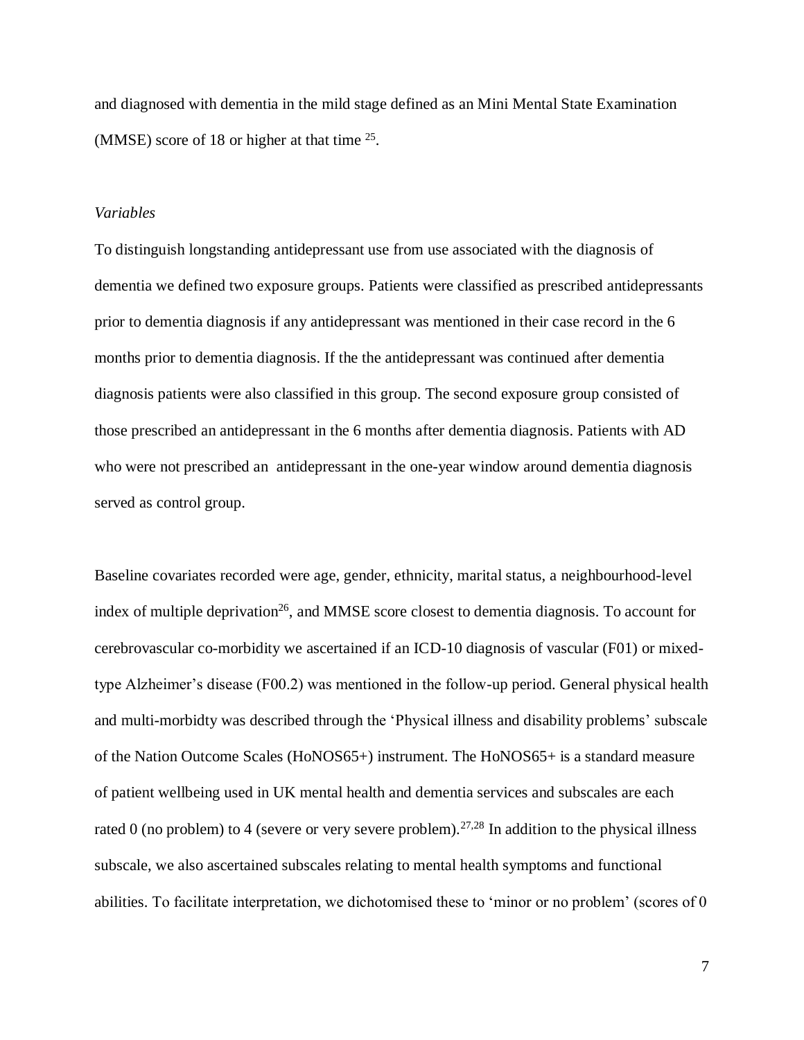and diagnosed with dementia in the mild stage defined as an Mini Mental State Examination (MMSE) score of 18 or higher at that time [25].

*Variables*

To distinguish longstanding antidepressant use from use associated with the diagnosis of dementia we defined two exposure groups. Patients were classified as prescribed antidepressants prior to dementia diagnosis if any antidepressant was mentioned in their case record in the 6 months prior to dementia diagnosis. If the the antidepressant was continued after dementia diagnosis patients were also classified in this group. The second exposure group consisted of those prescribed an antidepressant in the 6 months after dementia diagnosis. Patients with AD who were not prescribed an antidepressant in the one-year window around dementia diagnosis served as control group.

Baseline covariates recorded were age, gender, ethnicity, marital status, a neighbourhood-level index of multiple deprivation[26], and MMSE score closest to dementia diagnosis. To account for cerebrovascular co-morbidity we ascertained if an ICD-10 diagnosis of vascular (F01) or mixed-type Alzheimer's disease (F00.2) was mentioned in the follow-up period. General physical health and multi-morbidty was described through the 'Physical illness and disability problems' subscale of the Nation Outcome Scales (HoNOS65+) instrument. The HoNOS65+ is a standard measure of patient wellbeing used in UK mental health and dementia services and subscales are each rated 0 (no problem) to 4 (severe or very severe problem).[27,28] In addition to the physical illness subscale, we also ascertained subscales relating to mental health symptoms and functional abilities. To facilitate interpretation, we dichotomised these to 'minor or no problem' (scores of 0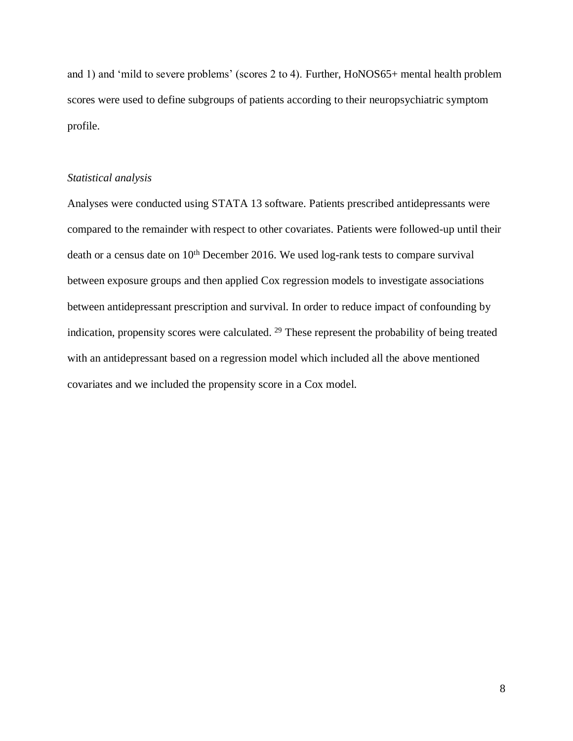and 1) and 'mild to severe problems' (scores 2 to 4). Further, HoNOS65+ mental health problem scores were used to define subgroups of patients according to their neuropsychiatric symptom profile.

*Statistical analysis*

Analyses were conducted using STATA 13 software. Patients prescribed antidepressants were compared to the remainder with respect to other covariates. Patients were followed-up until their death or a census date on 10th December 2016. We used log-rank tests to compare survival between exposure groups and then applied Cox regression models to investigate associations between antidepressant prescription and survival. In order to reduce impact of confounding by indication, propensity scores were calculated. [29] These represent the probability of being treated with an antidepressant based on a regression model which included all the above mentioned covariates and we included the propensity score in a Cox model.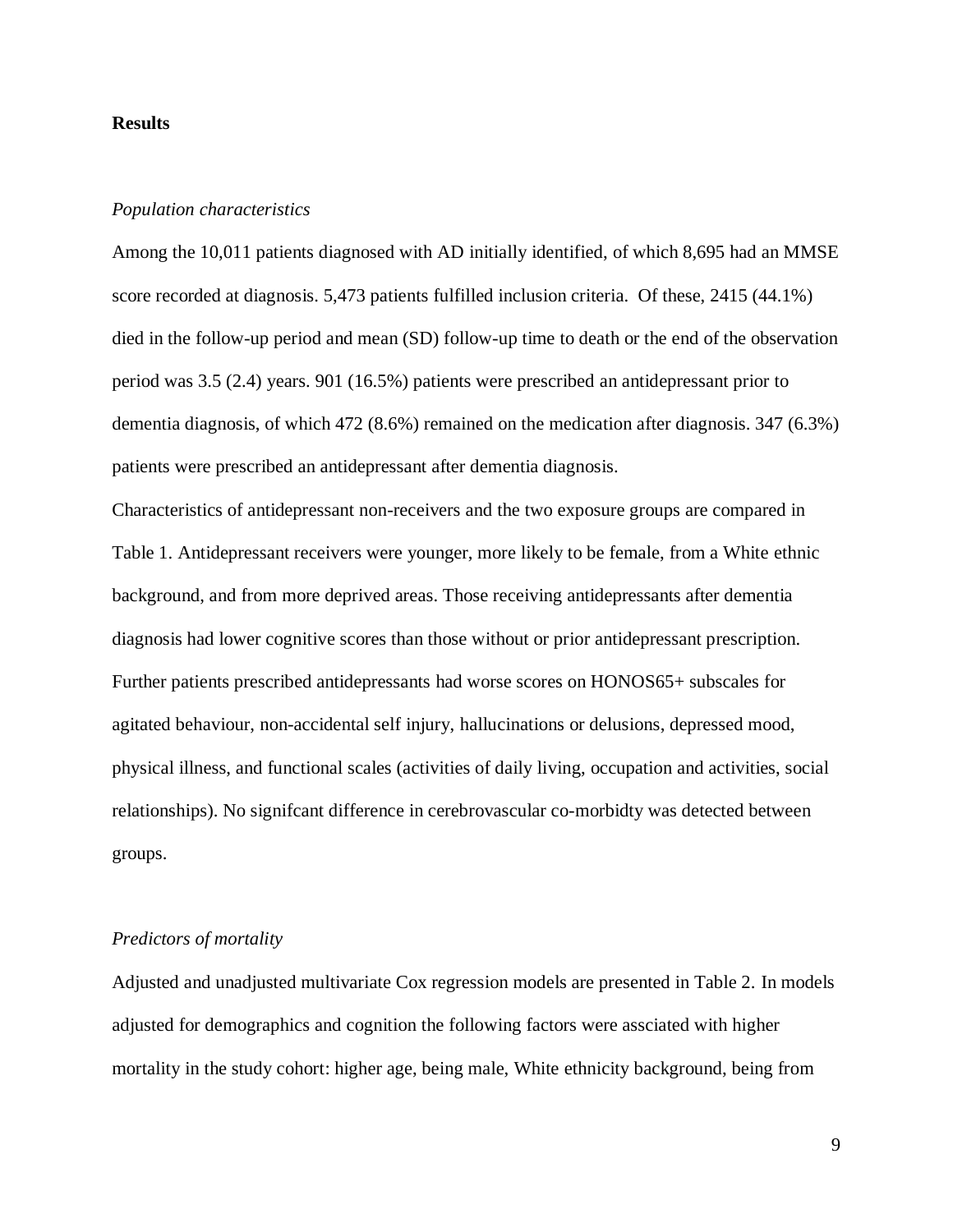## Results

### *Population characteristics*

Among the 10,011 patients diagnosed with AD initially identified, of which 8,695 had an MMSE score recorded at diagnosis. 5,473 patients fulfilled inclusion criteria. Of these, 2415 (44.1%) died in the follow-up period and mean (SD) follow-up time to death or the end of the observation period was 3.5 (2.4) years. 901 (16.5%) patients were prescribed an antidepressant prior to dementia diagnosis, of which 472 (8.6%) remained on the medication after diagnosis. 347 (6.3%) patients were prescribed an antidepressant after dementia diagnosis.

Characteristics of antidepressant non-receivers and the two exposure groups are compared in Table 1. Antidepressant receivers were younger, more likely to be female, from a White ethnic background, and from more deprived areas. Those receiving antidepressants after dementia diagnosis had lower cognitive scores than those without or prior antidepressant prescription. Further patients prescribed antidepressants had worse scores on HONOS65+ subscales for agitated behaviour, non-accidental self injury, hallucinations or delusions, depressed mood, physical illness, and functional scales (activities of daily living, occupation and activities, social relationships). No signifcant difference in cerebrovascular co-morbidty was detected between groups.

### *Predictors of mortality*

Adjusted and unadjusted multivariate Cox regression models are presented in Table 2. In models adjusted for demographics and cognition the following factors were assciated with higher mortality in the study cohort: higher age, being male, White ethnicity background, being from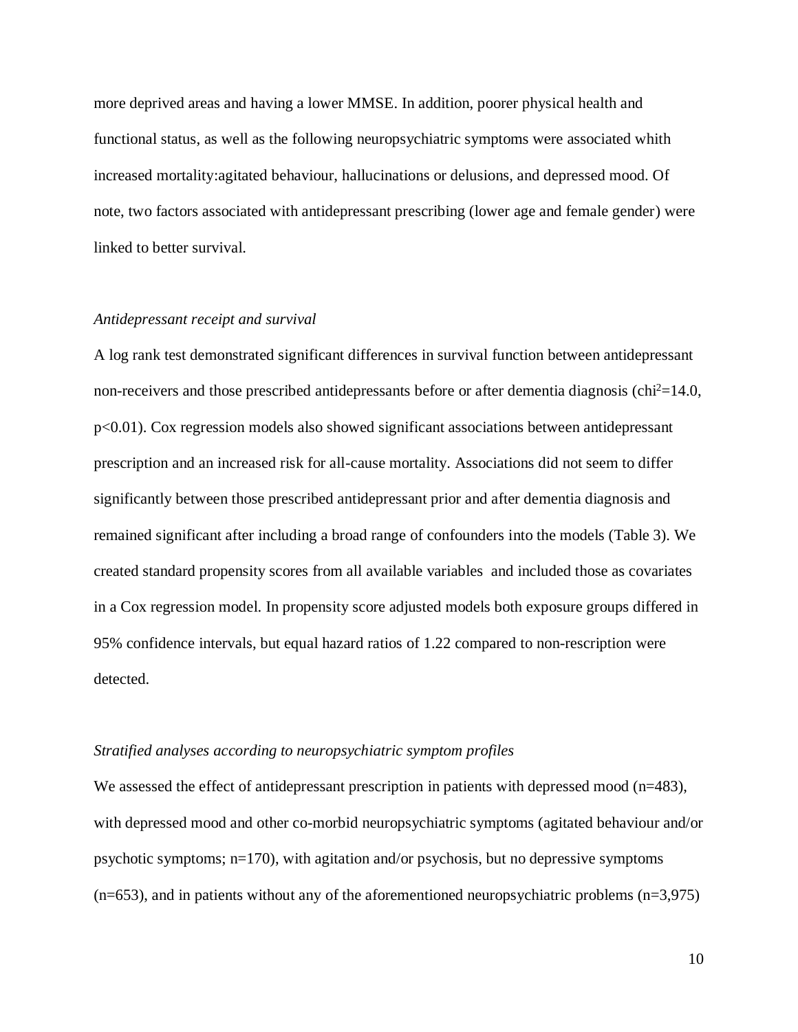more deprived areas and having a lower MMSE. In addition, poorer physical health and functional status, as well as the following neuropsychiatric symptoms were associated whith increased mortality:agitated behaviour, hallucinations or delusions, and depressed mood. Of note, two factors associated with antidepressant prescribing (lower age and female gender) were linked to better survival.

*Antidepressant receipt and survival*

A log rank test demonstrated significant differences in survival function between antidepressant non-receivers and those prescribed antidepressants before or after dementia diagnosis ($chi^2$=14.0, p<0.01). Cox regression models also showed significant associations between antidepressant prescription and an increased risk for all-cause mortality. Associations did not seem to differ significantly between those prescribed antidepressant prior and after dementia diagnosis and remained significant after including a broad range of confounders into the models (Table 3). We created standard propensity scores from all available variables and included those as covariates in a Cox regression model. In propensity score adjusted models both exposure groups differed in 95% confidence intervals, but equal hazard ratios of 1.22 compared to non-rescription were detected.

*Stratified analyses according to neuropsychiatric symptom profiles*

We assessed the effect of antidepressant prescription in patients with depressed mood (n=483), with depressed mood and other co-morbid neuropsychiatric symptoms (agitated behaviour and/or psychotic symptoms; n=170), with agitation and/or psychosis, but no depressive symptoms (n=653), and in patients without any of the aforementioned neuropsychiatric problems (n=3,975)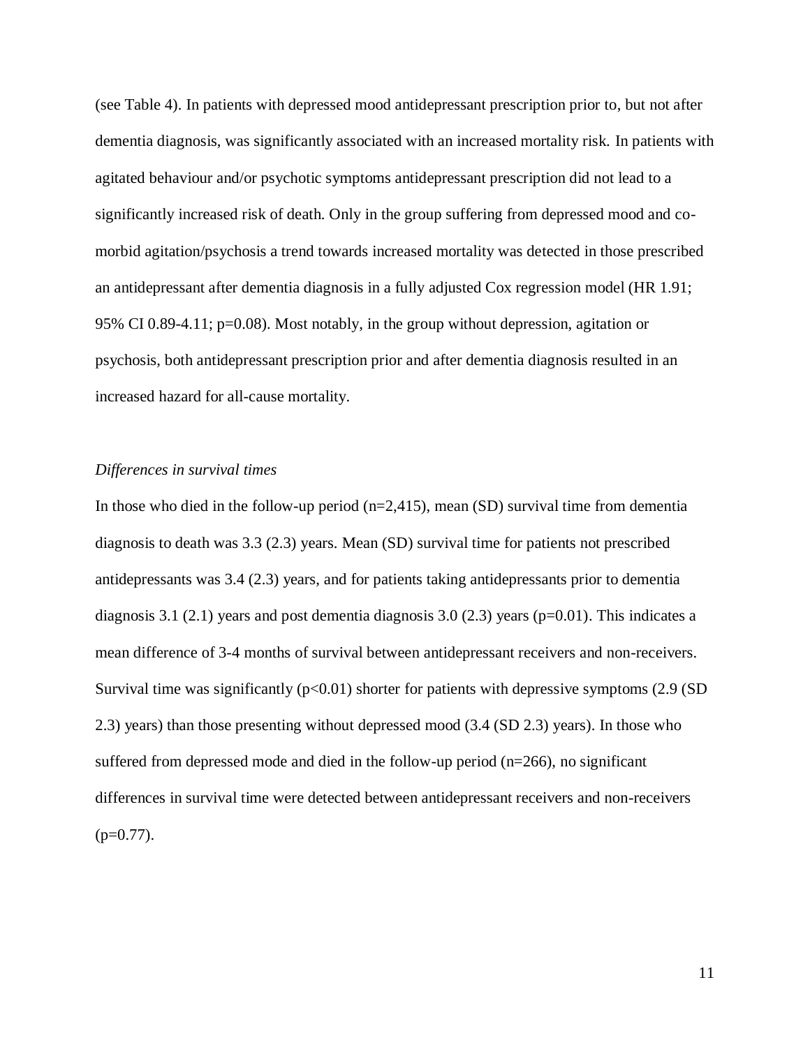(see Table 4). In patients with depressed mood antidepressant prescription prior to, but not after dementia diagnosis, was significantly associated with an increased mortality risk. In patients with agitated behaviour and/or psychotic symptoms antidepressant prescription did not lead to a significantly increased risk of death. Only in the group suffering from depressed mood and co-morbid agitation/psychosis a trend towards increased mortality was detected in those prescribed an antidepressant after dementia diagnosis in a fully adjusted Cox regression model (HR 1.91; 95% CI 0.89-4.11; p=0.08). Most notably, in the group without depression, agitation or psychosis, both antidepressant prescription prior and after dementia diagnosis resulted in an increased hazard for all-cause mortality.

*Differences in survival times*

In those who died in the follow-up period (n=2,415), mean (SD) survival time from dementia diagnosis to death was 3.3 (2.3) years. Mean (SD) survival time for patients not prescribed antidepressants was 3.4 (2.3) years, and for patients taking antidepressants prior to dementia diagnosis 3.1 (2.1) years and post dementia diagnosis 3.0 (2.3) years (p=0.01). This indicates a mean difference of 3-4 months of survival between antidepressant receivers and non-receivers. Survival time was significantly (p<0.01) shorter for patients with depressive symptoms (2.9 (SD 2.3) years) than those presenting without depressed mood (3.4 (SD 2.3) years). In those who suffered from depressed mode and died in the follow-up period (n=266), no significant differences in survival time were detected between antidepressant receivers and non-receivers (p=0.77).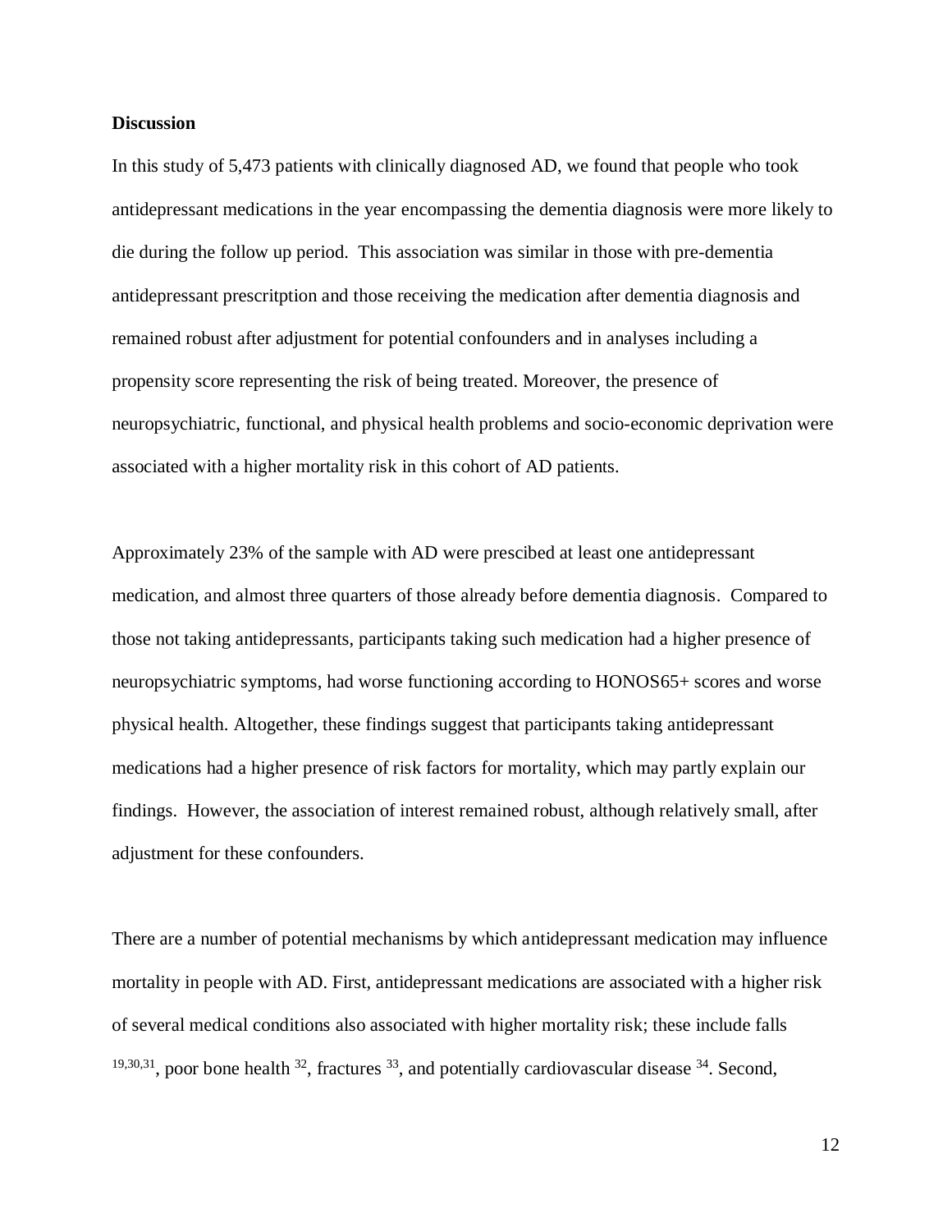**Discussion**

In this study of 5,473 patients with clinically diagnosed AD, we found that people who took antidepressant medications in the year encompassing the dementia diagnosis were more likely to die during the follow up period. This association was similar in those with pre-dementia antidepressant prescritption and those receiving the medication after dementia diagnosis and remained robust after adjustment for potential confounders and in analyses including a propensity score representing the risk of being treated. Moreover, the presence of neuropsychiatric, functional, and physical health problems and socio-economic deprivation were associated with a higher mortality risk in this cohort of AD patients.

Approximately 23% of the sample with AD were prescibed at least one antidepressant medication, and almost three quarters of those already before dementia diagnosis. Compared to those not taking antidepressants, participants taking such medication had a higher presence of neuropsychiatric symptoms, had worse functioning according to HONOS65+ scores and worse physical health. Altogether, these findings suggest that participants taking antidepressant medications had a higher presence of risk factors for mortality, which may partly explain our findings. However, the association of interest remained robust, although relatively small, after adjustment for these confounders.

There are a number of potential mechanisms by which antidepressant medication may influence mortality in people with AD. First, antidepressant medications are associated with a higher risk of several medical conditions also associated with higher mortality risk; these include falls [19,30,31], poor bone health [32], fractures [33], and potentially cardiovascular disease [34]. Second,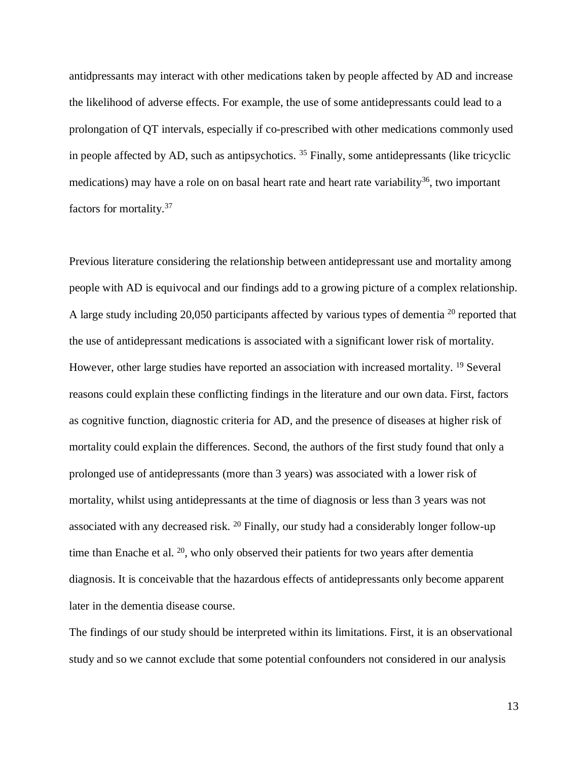antidpressants may interact with other medications taken by people affected by AD and increase the likelihood of adverse effects. For example, the use of some antidepressants could lead to a prolongation of QT intervals, especially if co-prescribed with other medications commonly used in people affected by AD, such as antipsychotics. [35] Finally, some antidepressants (like tricyclic medications) may have a role on on basal heart rate and heart rate variability[36], two important factors for mortality.[37]

Previous literature considering the relationship between antidepressant use and mortality among people with AD is equivocal and our findings add to a growing picture of a complex relationship. A large study including 20,050 participants affected by various types of dementia [20] reported that the use of antidepressant medications is associated with a significant lower risk of mortality. However, other large studies have reported an association with increased mortality. [19] Several reasons could explain these conflicting findings in the literature and our own data. First, factors as cognitive function, diagnostic criteria for AD, and the presence of diseases at higher risk of mortality could explain the differences. Second, the authors of the first study found that only a prolonged use of antidepressants (more than 3 years) was associated with a lower risk of mortality, whilst using antidepressants at the time of diagnosis or less than 3 years was not associated with any decreased risk. [20] Finally, our study had a considerably longer follow-up time than Enache et al. [20], who only observed their patients for two years after dementia diagnosis. It is conceivable that the hazardous effects of antidepressants only become apparent later in the dementia disease course.

The findings of our study should be interpreted within its limitations. First, it is an observational study and so we cannot exclude that some potential confounders not considered in our analysis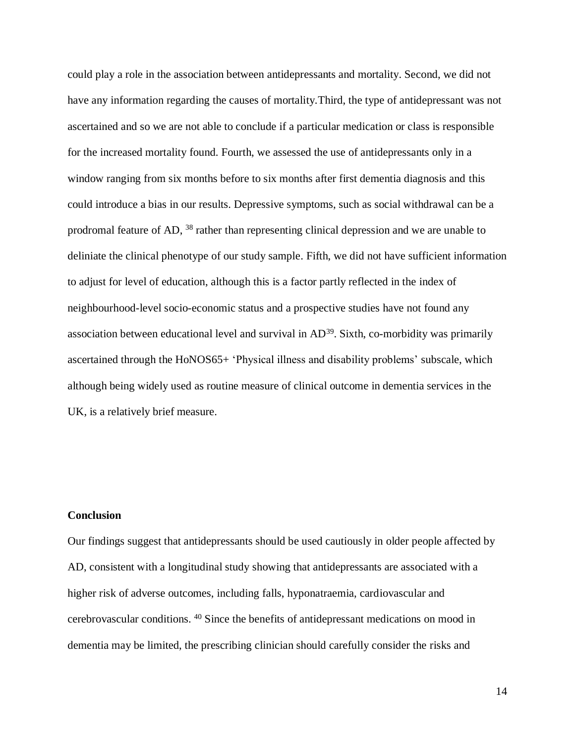could play a role in the association between antidepressants and mortality. Second, we did not have any information regarding the causes of mortality.Third, the type of antidepressant was not ascertained and so we are not able to conclude if a particular medication or class is responsible for the increased mortality found. Fourth, we assessed the use of antidepressants only in a window ranging from six months before to six months after first dementia diagnosis and this could introduce a bias in our results. Depressive symptoms, such as social withdrawal can be a prodromal feature of AD, [38] rather than representing clinical depression and we are unable to deliniate the clinical phenotype of our study sample. Fifth, we did not have sufficient information to adjust for level of education, although this is a factor partly reflected in the index of neighbourhood-level socio-economic status and a prospective studies have not found any association between educational level and survival in AD[39]. Sixth, co-morbidity was primarily ascertained through the HoNOS65+ 'Physical illness and disability problems' subscale, which although being widely used as routine measure of clinical outcome in dementia services in the UK, is a relatively brief measure.

**Conclusion**

Our findings suggest that antidepressants should be used cautiously in older people affected by AD, consistent with a longitudinal study showing that antidepressants are associated with a higher risk of adverse outcomes, including falls, hyponatraemia, cardiovascular and cerebrovascular conditions. [40] Since the benefits of antidepressant medications on mood in dementia may be limited, the prescribing clinician should carefully consider the risks and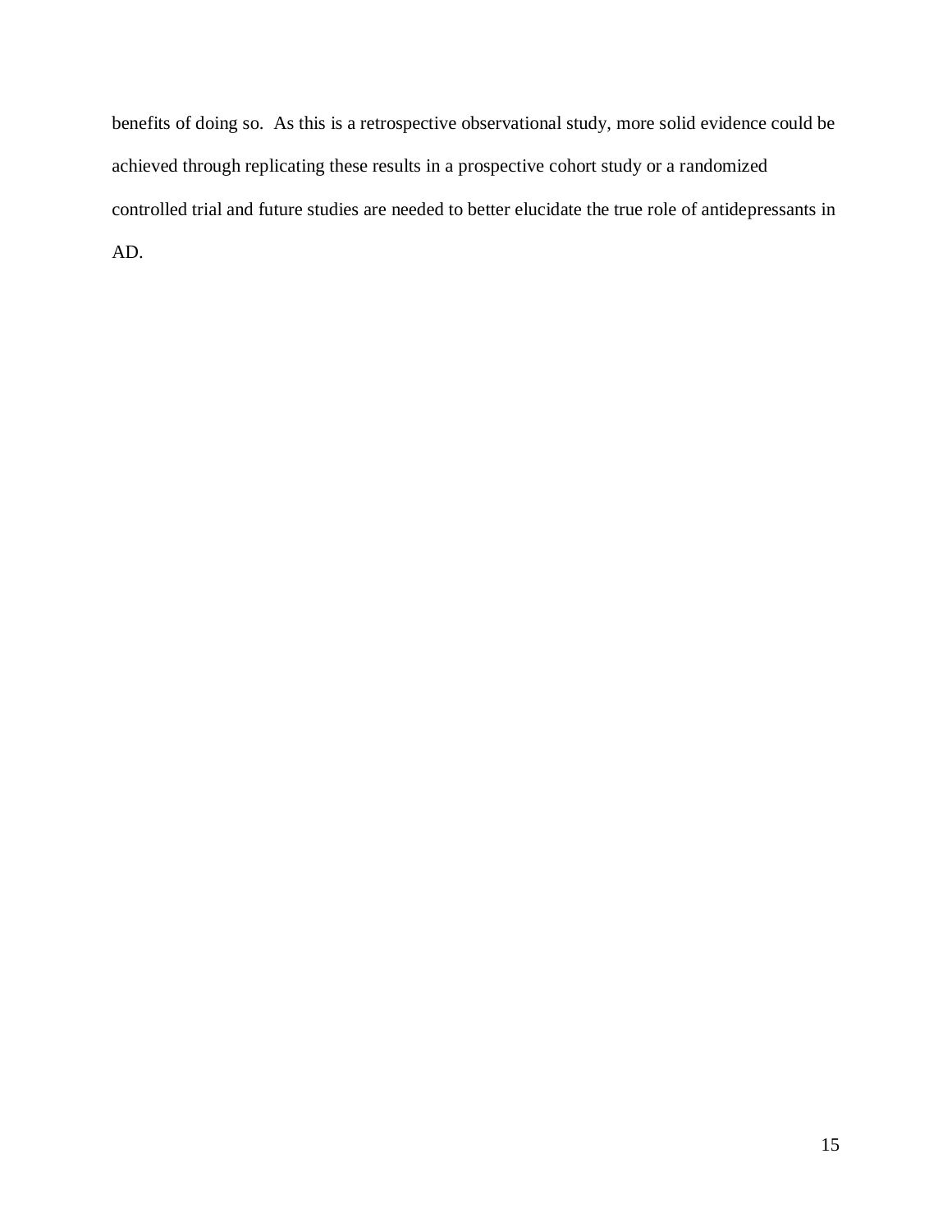benefits of doing so. As this is a retrospective observational study, more solid evidence could be achieved through replicating these results in a prospective cohort study or a randomized controlled trial and future studies are needed to better elucidate the true role of antidepressants in AD.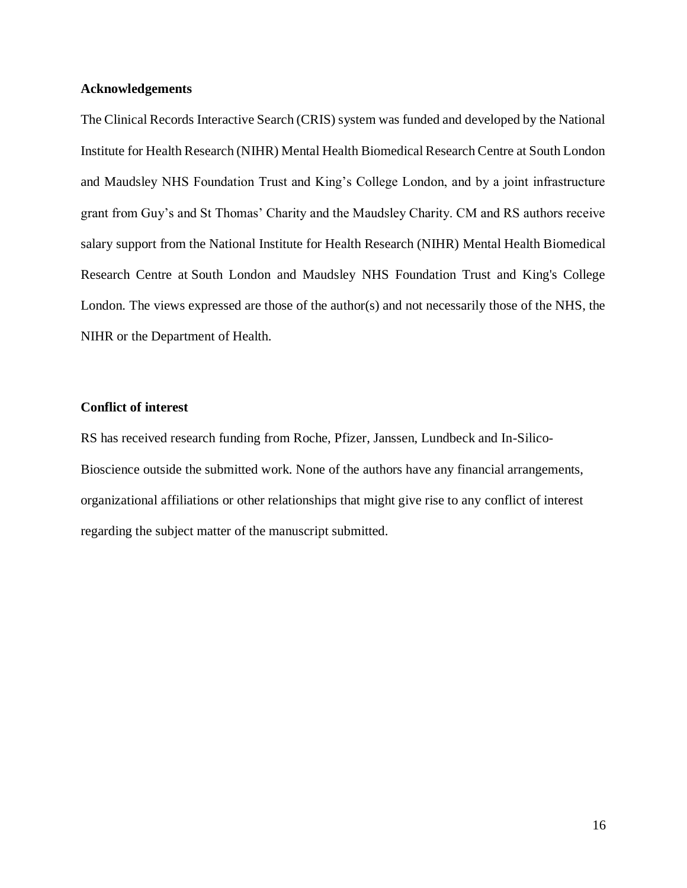## Acknowledgements

The Clinical Records Interactive Search (CRIS) system was funded and developed by the National Institute for Health Research (NIHR) Mental Health Biomedical Research Centre at South London and Maudsley NHS Foundation Trust and King's College London, and by a joint infrastructure grant from Guy's and St Thomas' Charity and the Maudsley Charity. CM and RS authors receive salary support from the National Institute for Health Research (NIHR) Mental Health Biomedical Research Centre at South London and Maudsley NHS Foundation Trust and King's College London. The views expressed are those of the author(s) and not necessarily those of the NHS, the NIHR or the Department of Health.

## Conflict of interest

RS has received research funding from Roche, Pfizer, Janssen, Lundbeck and In-Silico-Bioscience outside the submitted work. None of the authors have any financial arrangements, organizational affiliations or other relationships that might give rise to any conflict of interest regarding the subject matter of the manuscript submitted.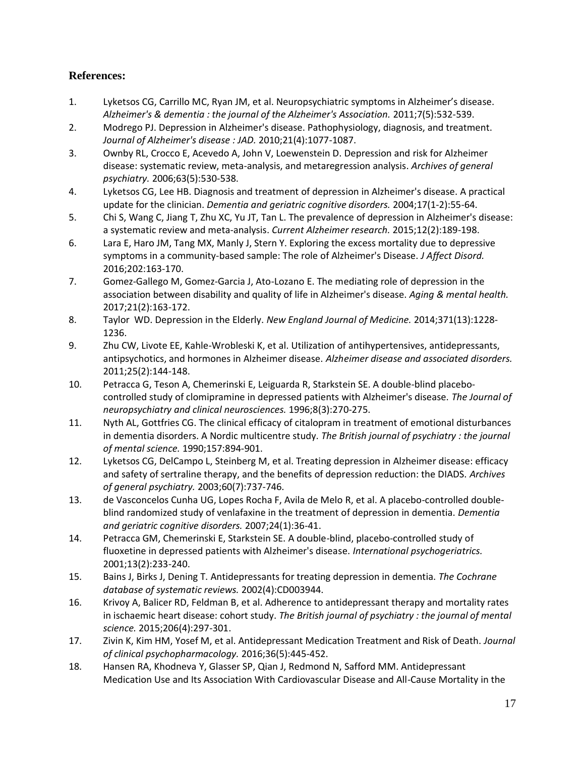## References:

1. Lyketsos CG, Carrillo MC, Ryan JM, et al. Neuropsychiatric symptoms in Alzheimer's disease. *Alzheimer's & dementia : the journal of the Alzheimer's Association.* 2011;7(5):532-539.
2. Modrego PJ. Depression in Alzheimer's disease. Pathophysiology, diagnosis, and treatment. *Journal of Alzheimer's disease : JAD.* 2010;21(4):1077-1087.
3. Ownby RL, Crocco E, Acevedo A, John V, Loewenstein D. Depression and risk for Alzheimer disease: systematic review, meta-analysis, and metaregression analysis. *Archives of general psychiatry.* 2006;63(5):530-538.
4. Lyketsos CG, Lee HB. Diagnosis and treatment of depression in Alzheimer's disease. A practical update for the clinician. *Dementia and geriatric cognitive disorders.* 2004;17(1-2):55-64.
5. Chi S, Wang C, Jiang T, Zhu XC, Yu JT, Tan L. The prevalence of depression in Alzheimer's disease: a systematic review and meta-analysis. *Current Alzheimer research.* 2015;12(2):189-198.
6. Lara E, Haro JM, Tang MX, Manly J, Stern Y. Exploring the excess mortality due to depressive symptoms in a community-based sample: The role of Alzheimer's Disease. *J Affect Disord.* 2016;202:163-170.
7. Gomez-Gallego M, Gomez-Garcia J, Ato-Lozano E. The mediating role of depression in the association between disability and quality of life in Alzheimer's disease. *Aging & mental health.* 2017;21(2):163-172.
8. Taylor WD. Depression in the Elderly. *New England Journal of Medicine.* 2014;371(13):1228-1236.
9. Zhu CW, Livote EE, Kahle-Wrobleski K, et al. Utilization of antihypertensives, antidepressants, antipsychotics, and hormones in Alzheimer disease. *Alzheimer disease and associated disorders.* 2011;25(2):144-148.
10. Petracca G, Teson A, Chemerinski E, Leiguarda R, Starkstein SE. A double-blind placebo-controlled study of clomipramine in depressed patients with Alzheimer's disease. *The Journal of neuropsychiatry and clinical neurosciences.* 1996;8(3):270-275.
11. Nyth AL, Gottfries CG. The clinical efficacy of citalopram in treatment of emotional disturbances in dementia disorders. A Nordic multicentre study. *The British journal of psychiatry : the journal of mental science.* 1990;157:894-901.
12. Lyketsos CG, DelCampo L, Steinberg M, et al. Treating depression in Alzheimer disease: efficacy and safety of sertraline therapy, and the benefits of depression reduction: the DIADS. *Archives of general psychiatry.* 2003;60(7):737-746.
13. de Vasconcelos Cunha UG, Lopes Rocha F, Avila de Melo R, et al. A placebo-controlled double-blind randomized study of venlafaxine in the treatment of depression in dementia. *Dementia and geriatric cognitive disorders.* 2007;24(1):36-41.
14. Petracca GM, Chemerinski E, Starkstein SE. A double-blind, placebo-controlled study of fluoxetine in depressed patients with Alzheimer's disease. *International psychogeriatrics.* 2001;13(2):233-240.
15. Bains J, Birks J, Dening T. Antidepressants for treating depression in dementia. *The Cochrane database of systematic reviews.* 2002(4):CD003944.
16. Krivoy A, Balicer RD, Feldman B, et al. Adherence to antidepressant therapy and mortality rates in ischaemic heart disease: cohort study. *The British journal of psychiatry : the journal of mental science.* 2015;206(4):297-301.
17. Zivin K, Kim HM, Yosef M, et al. Antidepressant Medication Treatment and Risk of Death. *Journal of clinical psychopharmacology.* 2016;36(5):445-452.
18. Hansen RA, Khodneva Y, Glasser SP, Qian J, Redmond N, Safford MM. Antidepressant Medication Use and Its Association With Cardiovascular Disease and All-Cause Mortality in the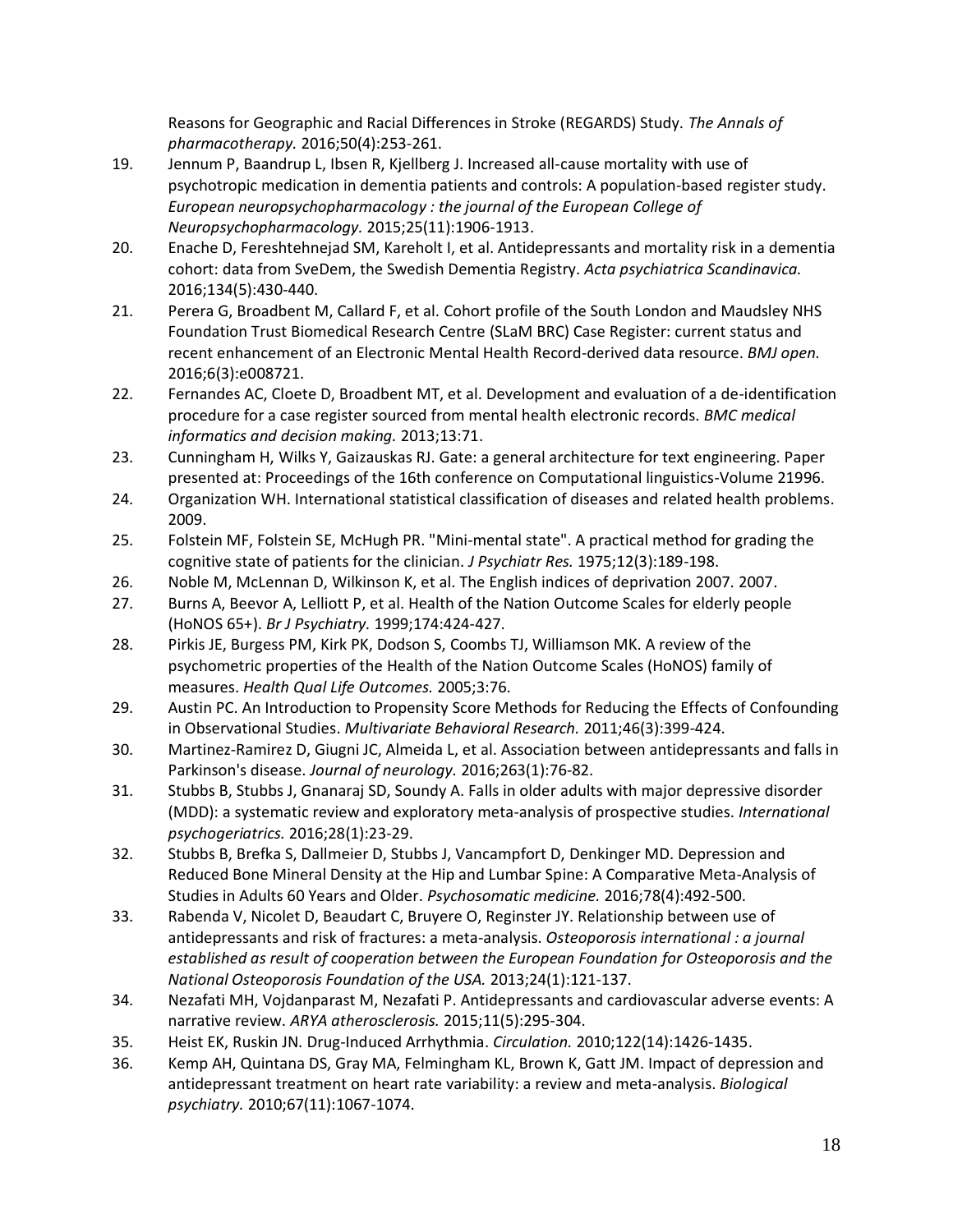Reasons for Geographic and Racial Differences in Stroke (REGARDS) Study. *The Annals of pharmacotherapy.* 2016;50(4):253-261.

19. Jennum P, Baandrup L, Ibsen R, Kjellberg J. Increased all-cause mortality with use of psychotropic medication in dementia patients and controls: A population-based register study. *European neuropsychopharmacology : the journal of the European College of Neuropsychopharmacology.* 2015;25(11):1906-1913.
20. Enache D, Fereshtehnejad SM, Kareholt I, et al. Antidepressants and mortality risk in a dementia cohort: data from SveDem, the Swedish Dementia Registry. *Acta psychiatrica Scandinavica.* 2016;134(5):430-440.
21. Perera G, Broadbent M, Callard F, et al. Cohort profile of the South London and Maudsley NHS Foundation Trust Biomedical Research Centre (SLaM BRC) Case Register: current status and recent enhancement of an Electronic Mental Health Record-derived data resource. *BMJ open.* 2016;6(3):e008721.
22. Fernandes AC, Cloete D, Broadbent MT, et al. Development and evaluation of a de-identification procedure for a case register sourced from mental health electronic records. *BMC medical informatics and decision making.* 2013;13:71.
23. Cunningham H, Wilks Y, Gaizauskas RJ. Gate: a general architecture for text engineering. Paper presented at: Proceedings of the 16th conference on Computational linguistics-Volume 21996.
24. Organization WH. International statistical classification of diseases and related health problems. 2009.
25. Folstein MF, Folstein SE, McHugh PR. "Mini-mental state". A practical method for grading the cognitive state of patients for the clinician. *J Psychiatr Res.* 1975;12(3):189-198.
26. Noble M, McLennan D, Wilkinson K, et al. The English indices of deprivation 2007. 2007.
27. Burns A, Beevor A, Lelliott P, et al. Health of the Nation Outcome Scales for elderly people (HoNOS 65+). *Br J Psychiatry.* 1999;174:424-427.
28. Pirkis JE, Burgess PM, Kirk PK, Dodson S, Coombs TJ, Williamson MK. A review of the psychometric properties of the Health of the Nation Outcome Scales (HoNOS) family of measures. *Health Qual Life Outcomes.* 2005;3:76.
29. Austin PC. An Introduction to Propensity Score Methods for Reducing the Effects of Confounding in Observational Studies. *Multivariate Behavioral Research.* 2011;46(3):399-424.
30. Martinez-Ramirez D, Giugni JC, Almeida L, et al. Association between antidepressants and falls in Parkinson's disease. *Journal of neurology.* 2016;263(1):76-82.
31. Stubbs B, Stubbs J, Gnanaraj SD, Soundy A. Falls in older adults with major depressive disorder (MDD): a systematic review and exploratory meta-analysis of prospective studies. *International psychogeriatrics.* 2016;28(1):23-29.
32. Stubbs B, Brefka S, Dallmeier D, Stubbs J, Vancampfort D, Denkinger MD. Depression and Reduced Bone Mineral Density at the Hip and Lumbar Spine: A Comparative Meta-Analysis of Studies in Adults 60 Years and Older. *Psychosomatic medicine.* 2016;78(4):492-500.
33. Rabenda V, Nicolet D, Beaudart C, Bruyere O, Reginster JY. Relationship between use of antidepressants and risk of fractures: a meta-analysis. *Osteoporosis international : a journal established as result of cooperation between the European Foundation for Osteoporosis and the National Osteoporosis Foundation of the USA.* 2013;24(1):121-137.
34. Nezafati MH, Vojdanparast M, Nezafati P. Antidepressants and cardiovascular adverse events: A narrative review. *ARYA atherosclerosis.* 2015;11(5):295-304.
35. Heist EK, Ruskin JN. Drug-Induced Arrhythmia. *Circulation.* 2010;122(14):1426-1435.
36. Kemp AH, Quintana DS, Gray MA, Felmingham KL, Brown K, Gatt JM. Impact of depression and antidepressant treatment on heart rate variability: a review and meta-analysis. *Biological psychiatry.* 2010;67(11):1067-1074.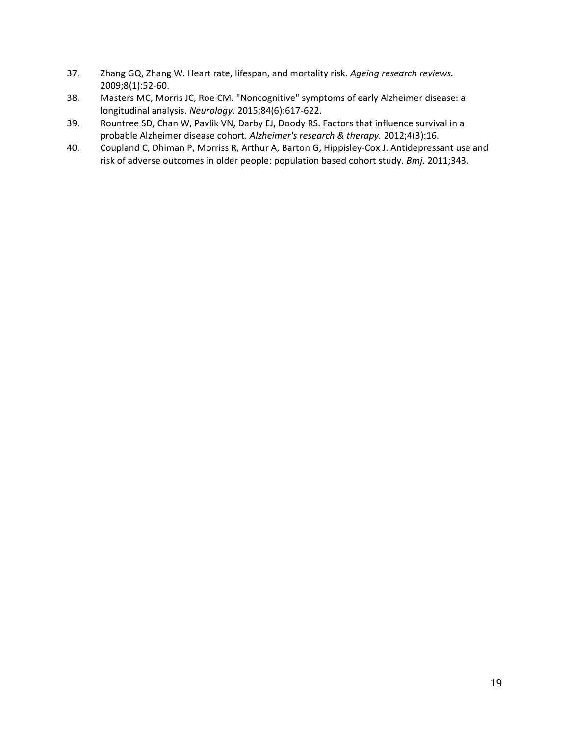37. Zhang GQ, Zhang W. Heart rate, lifespan, and mortality risk. *Ageing research reviews.* 2009;8(1):52-60.
38. Masters MC, Morris JC, Roe CM. "Noncognitive" symptoms of early Alzheimer disease: a longitudinal analysis. *Neurology.* 2015;84(6):617-622.
39. Rountree SD, Chan W, Pavlik VN, Darby EJ, Doody RS. Factors that influence survival in a probable Alzheimer disease cohort. *Alzheimer's research & therapy.* 2012;4(3):16.
40. Coupland C, Dhiman P, Morriss R, Arthur A, Barton G, Hippisley-Cox J. Antidepressant use and risk of adverse outcomes in older people: population based cohort study. *Bmj.* 2011;343.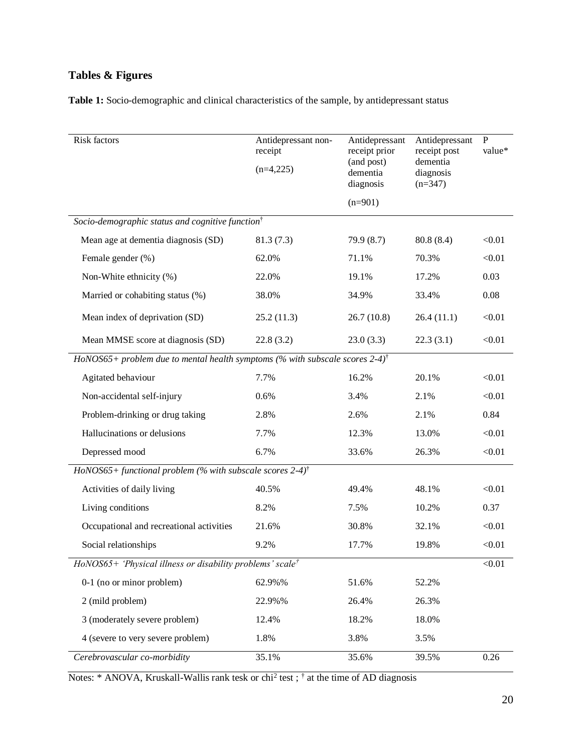## Tables & Figures

**Table 1:** Socio-demographic and clinical characteristics of the sample, by antidepressant status

| Risk factors | Antidepressant non-receipt (n=4,225) | Antidepressant receipt prior (and post) dementia diagnosis (n=901) | Antidepressant receipt post dementia diagnosis (n=347) | P value* |
|---|---|---|---|---|
| *Socio-demographic status and cognitive function*† | | | | |
| Mean age at dementia diagnosis (SD) | 81.3 (7.3) | 79.9 (8.7) | 80.8 (8.4) | <0.01 |
| Female gender (%) | 62.0% | 71.1% | 70.3% | <0.01 |
| Non-White ethnicity (%) | 22.0% | 19.1% | 17.2% | 0.03 |
| Married or cohabiting status (%) | 38.0% | 34.9% | 33.4% | 0.08 |
| Mean index of deprivation (SD) | 25.2 (11.3) | 26.7 (10.8) | 26.4 (11.1) | <0.01 |
| Mean MMSE score at diagnosis (SD) | 22.8 (3.2) | 23.0 (3.3) | 22.3 (3.1) | <0.01 |
| *HoNOS65+ problem due to mental health symptoms (% with subscale scores 2-4)*† | | | | |
| Agitated behaviour | 7.7% | 16.2% | 20.1% | <0.01 |
| Non-accidental self-injury | 0.6% | 3.4% | 2.1% | <0.01 |
| Problem-drinking or drug taking | 2.8% | 2.6% | 2.1% | 0.84 |
| Hallucinations or delusions | 7.7% | 12.3% | 13.0% | <0.01 |
| Depressed mood | 6.7% | 33.6% | 26.3% | <0.01 |
| *HoNOS65+ functional problem (% with subscale scores 2-4)*† | | | | |
| Activities of daily living | 40.5% | 49.4% | 48.1% | <0.01 |
| Living conditions | 8.2% | 7.5% | 10.2% | 0.37 |
| Occupational and recreational activities | 21.6% | 30.8% | 32.1% | <0.01 |
| Social relationships | 9.2% | 17.7% | 19.8% | <0.01 |
| *HoNOS65+ 'Physical illness or disability problems' scale*† | | | | <0.01 |
| 0-1 (no or minor problem) | 62.9%% | 51.6% | 52.2% | |
| 2 (mild problem) | 22.9%% | 26.4% | 26.3% | |
| 3 (moderately severe problem) | 12.4% | 18.2% | 18.0% | |
| 4 (severe to very severe problem) | 1.8% | 3.8% | 3.5% | |
| *Cerebrovascular co-morbidity* | 35.1% | 35.6% | 39.5% | 0.26 |

Notes: * ANOVA, Kruskall-Wallis rank tesk or chi$^2$ test ; † at the time of AD diagnosis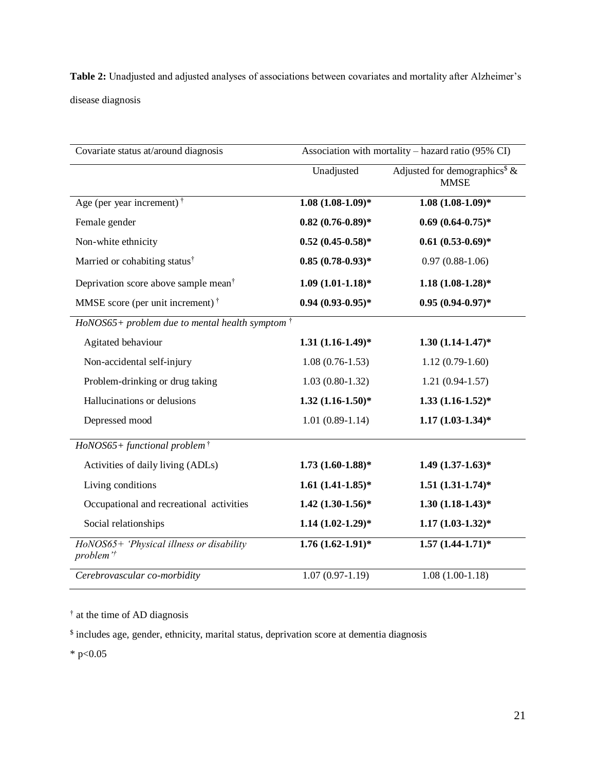**Table 2:** Unadjusted and adjusted analyses of associations between covariates and mortality after Alzheimer's disease diagnosis

| Covariate status at/around diagnosis | Association with mortality – hazard ratio (95% CI) | |
|---|---|---|
| | Unadjusted | Adjusted for demographics[$] & MMSE |
| Age (per year increment) [†] | **1.08 (1.08-1.09)*** | **1.08 (1.08-1.09)*** |
| Female gender | **0.82 (0.76-0.89)*** | **0.69 (0.64-0.75)*** |
| Non-white ethnicity | **0.52 (0.45-0.58)*** | **0.61 (0.53-0.69)*** |
| Married or cohabiting status[†] | **0.85 (0.78-0.93)*** | 0.97 (0.88-1.06) |
| Deprivation score above sample mean[†] | **1.09 (1.01-1.18)*** | **1.18 (1.08-1.28)*** |
| MMSE score (per unit increment) [†] | **0.94 (0.93-0.95)*** | **0.95 (0.94-0.97)*** |
| *HoNOS65+ problem due to mental health symptom* [†] | | |
| Agitated behaviour | **1.31 (1.16-1.49)*** | **1.30 (1.14-1.47)*** |
| Non-accidental self-injury | 1.08 (0.76-1.53) | 1.12 (0.79-1.60) |
| Problem-drinking or drug taking | 1.03 (0.80-1.32) | 1.21 (0.94-1.57) |
| Hallucinations or delusions | **1.32 (1.16-1.50)*** | **1.33 (1.16-1.52)*** |
| Depressed mood | 1.01 (0.89-1.14) | **1.17 (1.03-1.34)*** |
| *HoNOS65+ functional problem* [†] | | |
| Activities of daily living (ADLs) | **1.73 (1.60-1.88)*** | **1.49 (1.37-1.63)*** |
| Living conditions | **1.61 (1.41-1.85)*** | **1.51 (1.31-1.74)*** |
| Occupational and recreational activities | **1.42 (1.30-1.56)*** | **1.30 (1.18-1.43)*** |
| Social relationships | **1.14 (1.02-1.29)*** | **1.17 (1.03-1.32)*** |
| *HoNOS65+ 'Physical illness or disability problem'*[†] | **1.76 (1.62-1.91)*** | **1.57 (1.44-1.71)*** |
| *Cerebrovascular co-morbidity* | 1.07 (0.97-1.19) | 1.08 (1.00-1.18) |

[†] at the time of AD diagnosis

[$] includes age, gender, ethnicity, marital status, deprivation score at dementia diagnosis

* $p<0.05$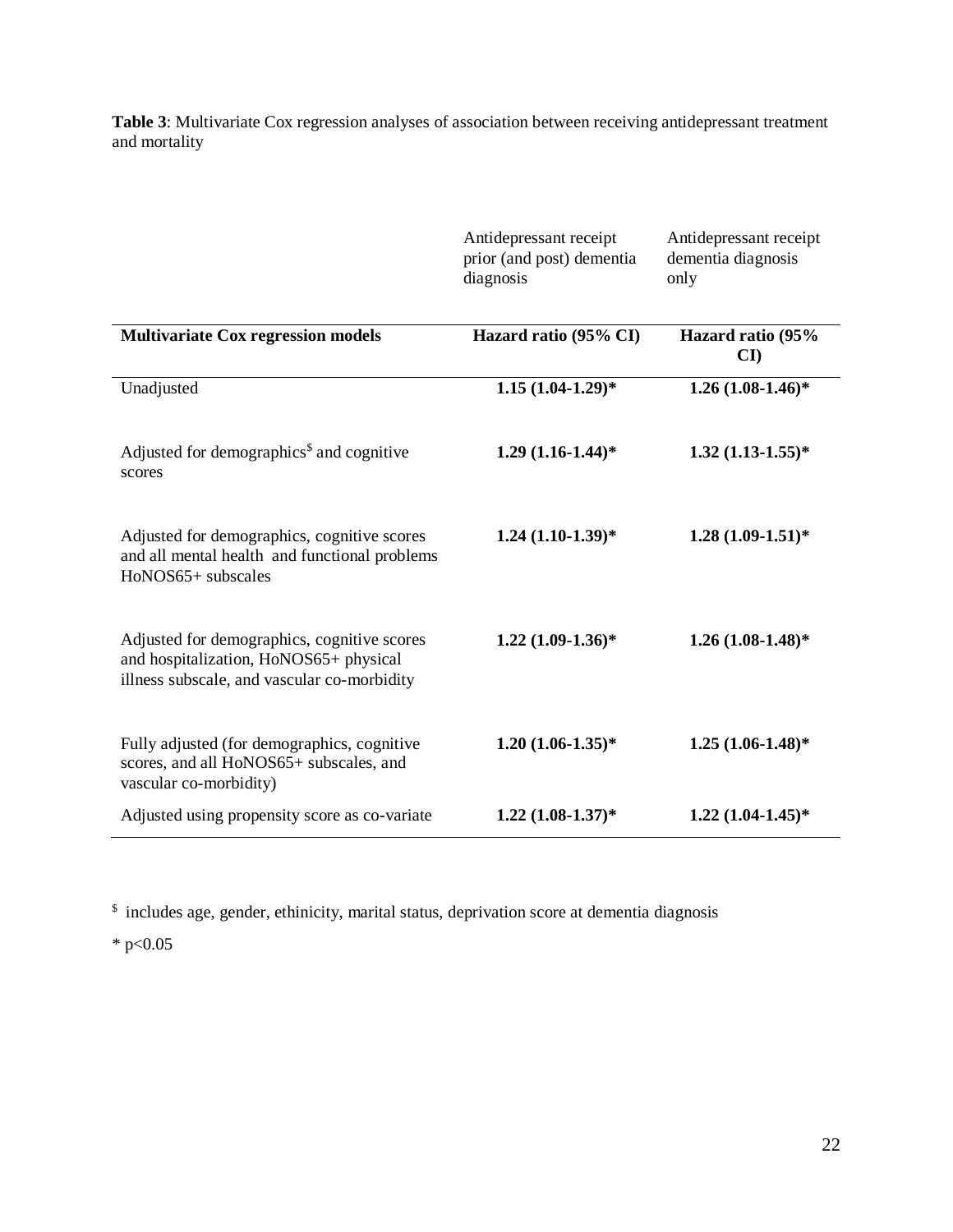**Table 3**: Multivariate Cox regression analyses of association between receiving antidepressant treatment and mortality

| | Antidepressant receipt prior (and post) dementia diagnosis | Antidepressant receipt dementia diagnosis only |
|---|---|---|
| **Multivariate Cox regression models** | **Hazard ratio (95% CI)** | **Hazard ratio (95% CI)** |
| Unadjusted | **1.15 (1.04-1.29)*** | **1.26 (1.08-1.46)*** |
| Adjusted for demographics[$] and cognitive scores | **1.29 (1.16-1.44)*** | **1.32 (1.13-1.55)*** |
| Adjusted for demographics, cognitive scores and all mental health and functional problems HoNOS65+ subscales | **1.24 (1.10-1.39)*** | **1.28 (1.09-1.51)*** |
| Adjusted for demographics, cognitive scores and hospitalization, HoNOS65+ physical illness subscale, and vascular co-morbidity | **1.22 (1.09-1.36)*** | **1.26 (1.08-1.48)*** |
| Fully adjusted (for demographics, cognitive scores, and all HoNOS65+ subscales, and vascular co-morbidity) | **1.20 (1.06-1.35)*** | **1.25 (1.06-1.48)*** |
| Adjusted using propensity score as co-variate | **1.22 (1.08-1.37)*** | **1.22 (1.04-1.45)*** |

[$] includes age, gender, ethinicity, marital status, deprivation score at dementia diagnosis

* $p<0.05$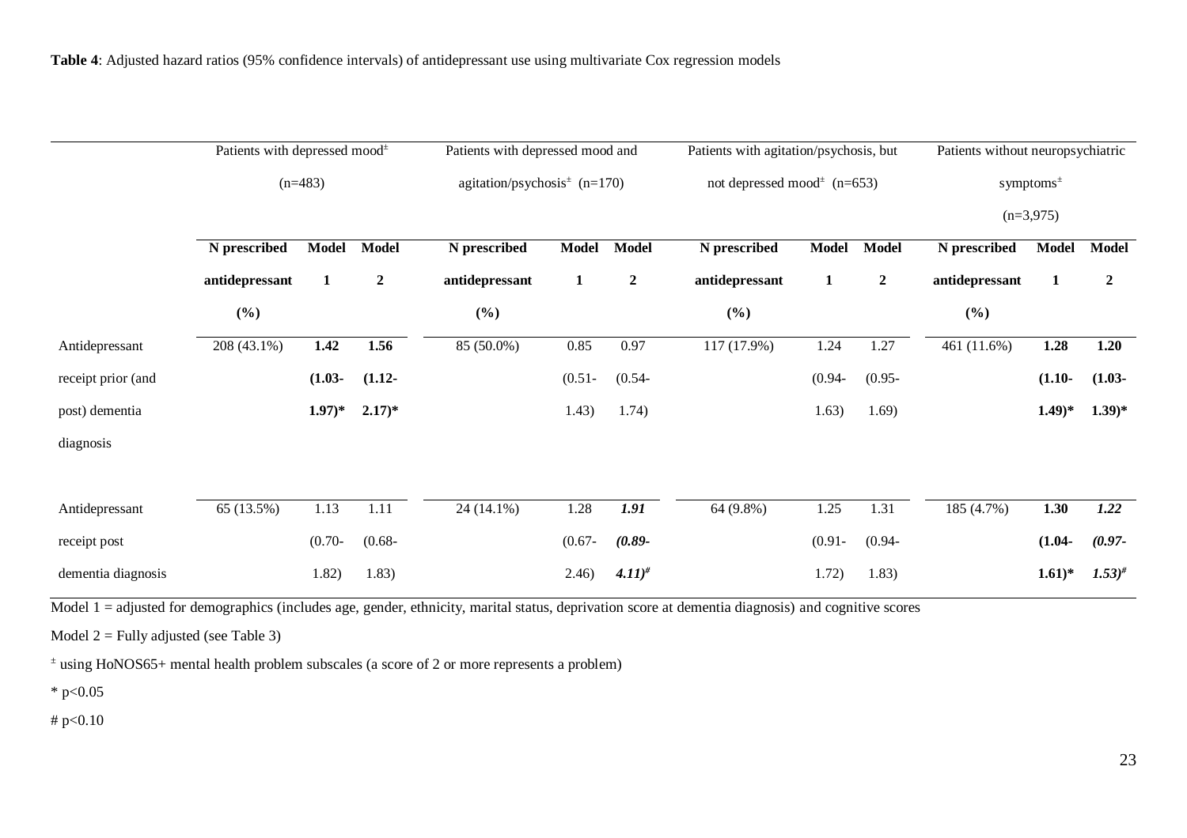**Table 4**: Adjusted hazard ratios (95% confidence intervals) of antidepressant use using multivariate Cox regression models

| | Patients with depressed mood± (n=483) | | | Patients with depressed mood and agitation/psychosis± (n=170) | | | Patients with agitation/psychosis, but not depressed mood± (n=653) | | | Patients without neuropsychiatric symptoms± (n=3,975) | | |
|---|---|---|---|---|---|---|---|---|---|---|---|---|
| | **N prescribed antidepressant (%)** | **Model 1** | **Model 2** | **N prescribed antidepressant (%)** | **Model 1** | **Model 2** | **N prescribed antidepressant (%)** | **Model 1** | **Model 2** | **N prescribed antidepressant (%)** | **Model 1** | **Model 2** |
| Antidepressant receipt prior (and post) dementia diagnosis | 208 (43.1%) | **1.42 (1.03-1.97)*** | **1.56 (1.12-2.17)*** | 85 (50.0%) | 0.85 (0.51-1.43) | 0.97 (0.54-1.74) | 117 (17.9%) | 1.24 (0.94-1.63) | 1.27 (0.95-1.69) | 461 (11.6%) | **1.28 (1.10-1.49)*** | **1.20 (1.03-1.39)*** |
| Antidepressant receipt post dementia diagnosis | 65 (13.5%) | 1.13 (0.70-1.82) | 1.11 (0.68-1.83) | 24 (14.1%) | 1.28 (0.67-2.46) | ***1.91 (0.89-4.11)#*** | 64 (9.8%) | 1.25 (0.91-1.72) | 1.31 (0.94-1.83) | 185 (4.7%) | **1.30 (1.04-1.61)*** | ***1.22 (0.97-1.53)#*** |

Model 1 = adjusted for demographics (includes age, gender, ethnicity, marital status, deprivation score at dementia diagnosis) and cognitive scores

Model 2 = Fully adjusted (see Table 3)

± using HoNOS65+ mental health problem subscales (a score of 2 or more represents a problem)

* $p<0.05$

# $p<0.10$